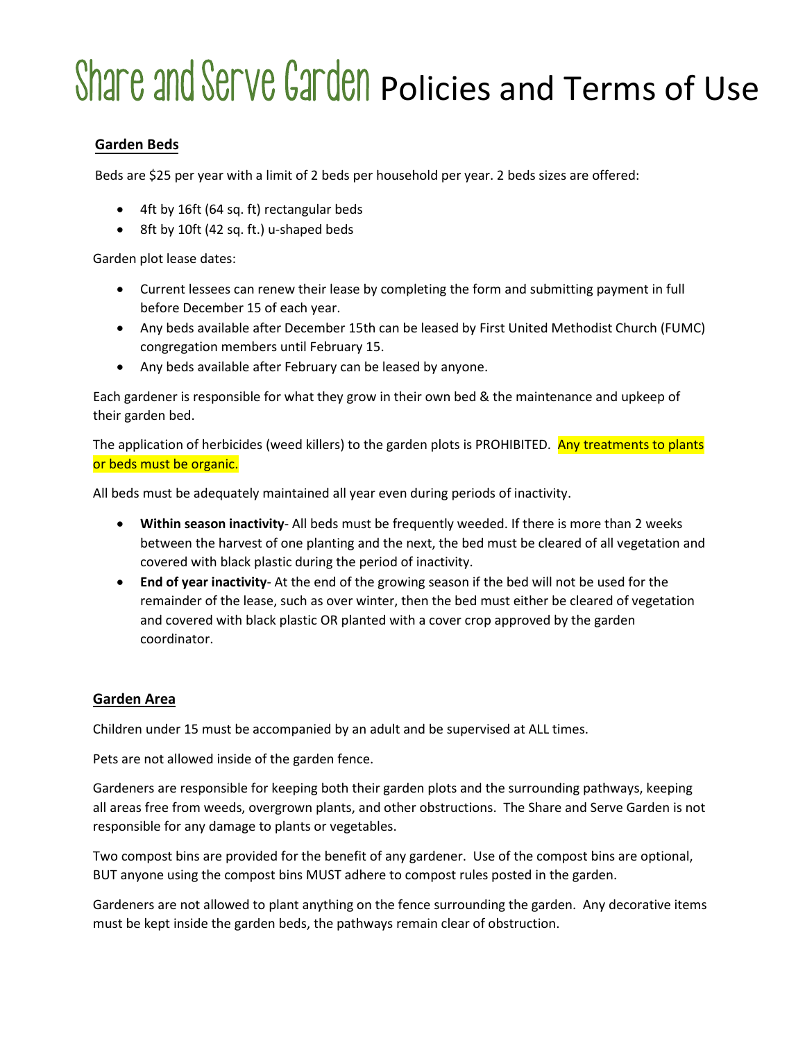# Share and Serve Garden Policies and Terms of Use

## Garden Beds

Beds are $25 per year with a limit of 2 beds per household per year. 2 beds sizes are offered:

- 4ft by 16ft (64 sq. ft) rectangular beds
- 8ft by 10ft (42 sq. ft.) u-shaped beds

Garden plot lease dates:

- Current lessees can renew their lease by completing the form and submitting payment in full before December 15 of each year.
- Any beds available after December 15th can be leased by First United Methodist Church (FUMC) congregation members until February 15.
- Any beds available after February can be leased by anyone.

Each gardener is responsible for what they grow in their own bed & the maintenance and upkeep of their garden bed.

The application of herbicides (weed killers) to the garden plots is PROHIBITED. Any treatments to plants or beds must be organic.

All beds must be adequately maintained all year even during periods of inactivity.

- **Within season inactivity**- All beds must be frequently weeded. If there is more than 2 weeks between the harvest of one planting and the next, the bed must be cleared of all vegetation and covered with black plastic during the period of inactivity.
- **End of year inactivity**- At the end of the growing season if the bed will not be used for the remainder of the lease, such as over winter, then the bed must either be cleared of vegetation and covered with black plastic OR planted with a cover crop approved by the garden coordinator.

## Garden Area

Children under 15 must be accompanied by an adult and be supervised at ALL times.

Pets are not allowed inside of the garden fence.

Gardeners are responsible for keeping both their garden plots and the surrounding pathways, keeping all areas free from weeds, overgrown plants, and other obstructions. The Share and Serve Garden is not responsible for any damage to plants or vegetables.

Two compost bins are provided for the benefit of any gardener. Use of the compost bins are optional, BUT anyone using the compost bins MUST adhere to compost rules posted in the garden.

Gardeners are not allowed to plant anything on the fence surrounding the garden. Any decorative items must be kept inside the garden beds, the pathways remain clear of obstruction.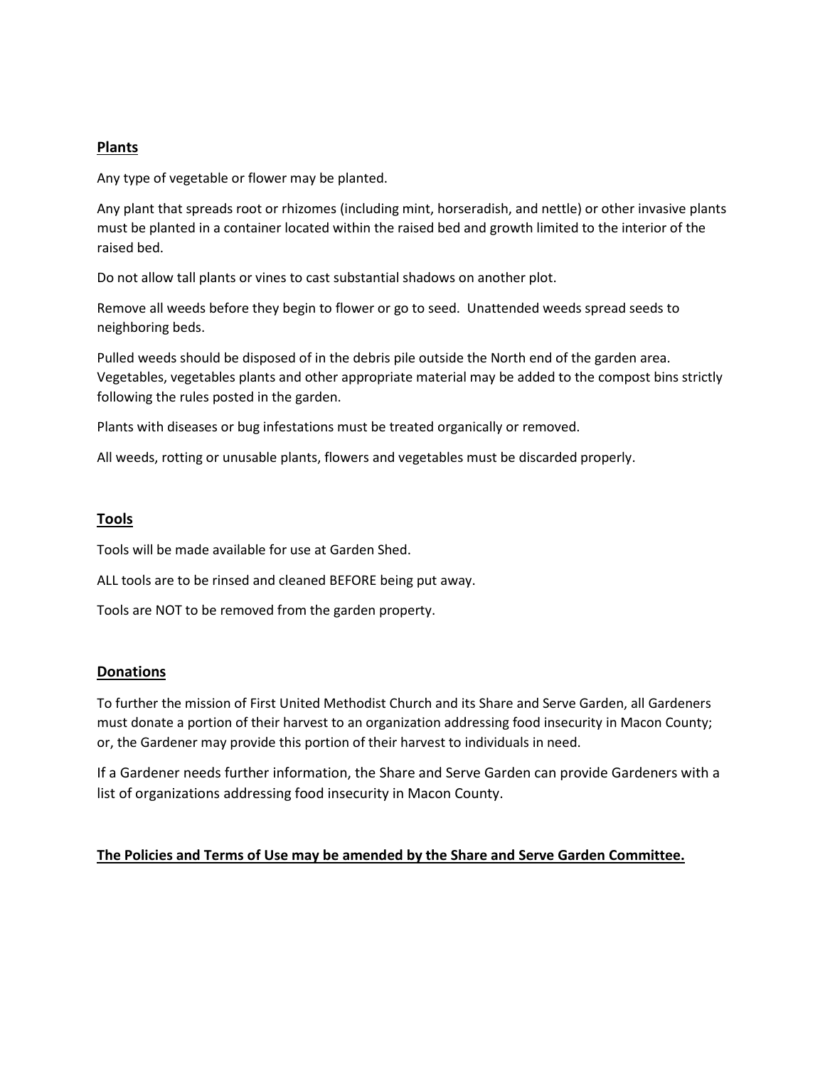## Plants

Any type of vegetable or flower may be planted.

Any plant that spreads root or rhizomes (including mint, horseradish, and nettle) or other invasive plants must be planted in a container located within the raised bed and growth limited to the interior of the raised bed.

Do not allow tall plants or vines to cast substantial shadows on another plot.

Remove all weeds before they begin to flower or go to seed. Unattended weeds spread seeds to neighboring beds.

Pulled weeds should be disposed of in the debris pile outside the North end of the garden area. Vegetables, vegetables plants and other appropriate material may be added to the compost bins strictly following the rules posted in the garden.

Plants with diseases or bug infestations must be treated organically or removed.

All weeds, rotting or unusable plants, flowers and vegetables must be discarded properly.

## Tools

Tools will be made available for use at Garden Shed.

ALL tools are to be rinsed and cleaned BEFORE being put away.

Tools are NOT to be removed from the garden property.

## Donations

To further the mission of First United Methodist Church and its Share and Serve Garden, all Gardeners must donate a portion of their harvest to an organization addressing food insecurity in Macon County; or, the Gardener may provide this portion of their harvest to individuals in need.

If a Gardener needs further information, the Share and Serve Garden can provide Gardeners with a list of organizations addressing food insecurity in Macon County.

**The Policies and Terms of Use may be amended by the Share and Serve Garden Committee.**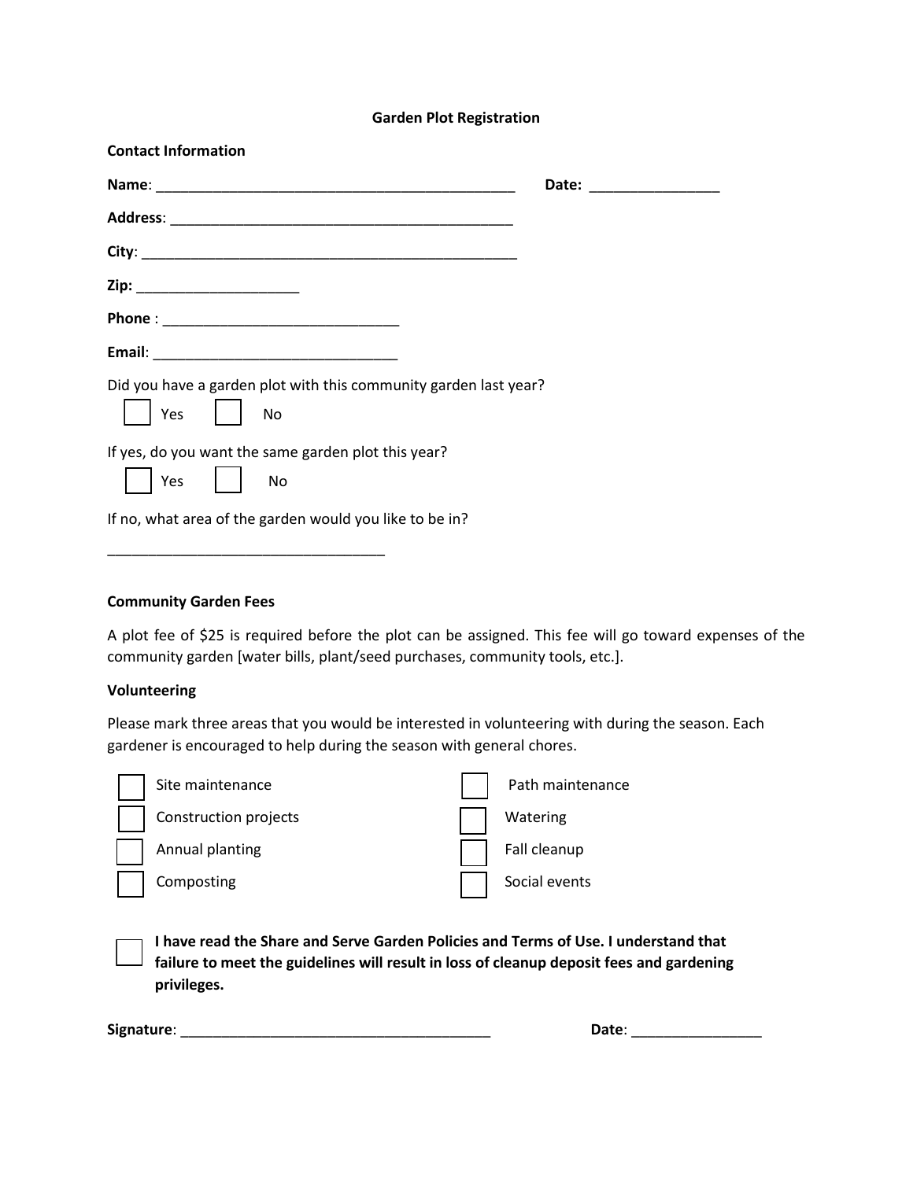# Garden Plot Registration

**Contact Information**

**Name**: _____________________________________________ **Date:** ________________

**Address**: __________________________________________

**City**: ______________________________________________

**Zip:** ____________________

**Phone** : _____________________________

**Email**: ______________________________

Did you have a garden plot with this community garden last year?

☐ Yes ☐ No

If yes, do you want the same garden plot this year?

☐ Yes ☐ No

If no, what area of the garden would you like to be in?

__________________________________

**Community Garden Fees**

A plot fee of $25 is required before the plot can be assigned. This fee will go toward expenses of the community garden [water bills, plant/seed purchases, community tools, etc.].

**Volunteering**

Please mark three areas that you would be interested in volunteering with during the season. Each gardener is encouraged to help during the season with general chores.

☐ Site maintenance
☐ Construction projects
☐ Annual planting
☐ Composting
☐ Path maintenance
☐ Watering
☐ Fall cleanup
☐ Social events

☐ **I have read the Share and Serve Garden Policies and Terms of Use. I understand that failure to meet the guidelines will result in loss of cleanup deposit fees and gardening privileges.**

**Signature**: ______________________________________ **Date**: ________________